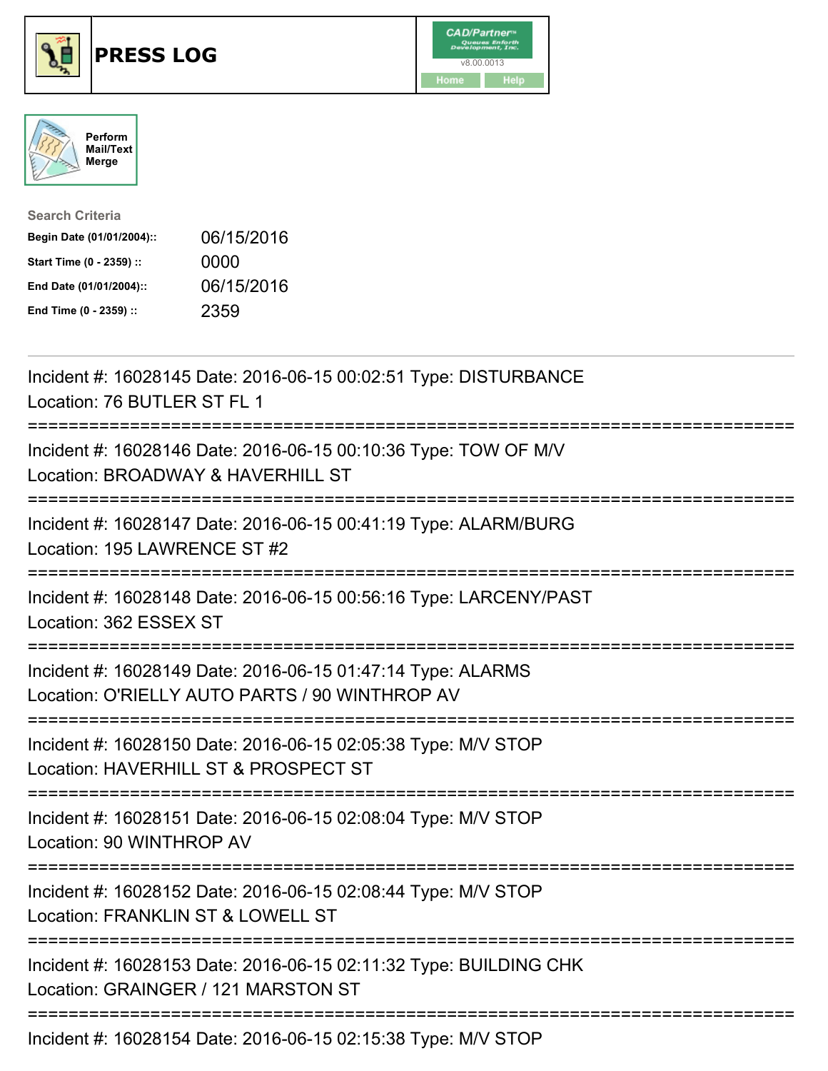# PRESS LOG

Perform Mail/Text Merge

**Search Criteria**

| | |
|---|---|
| **Begin Date (01/01/2004)::** | 06/15/2016 |
| **Start Time (0 - 2359) ::** | 0000 |
| **End Date (01/01/2004)::** | 06/15/2016 |
| **End Time (0 - 2359) ::** | 2359 |

Incident #: 16028145 Date: 2016-06-15 00:02:51 Type: DISTURBANCE
Location: 76 BUTLER ST FL 1

===========================================================================

Incident #: 16028146 Date: 2016-06-15 00:10:36 Type: TOW OF M/V
Location: BROADWAY & HAVERHILL ST

===========================================================================

Incident #: 16028147 Date: 2016-06-15 00:41:19 Type: ALARM/BURG
Location: 195 LAWRENCE ST #2

===========================================================================

Incident #: 16028148 Date: 2016-06-15 00:56:16 Type: LARCENY/PAST
Location: 362 ESSEX ST

===========================================================================

Incident #: 16028149 Date: 2016-06-15 01:47:14 Type: ALARMS
Location: O'RIELLY AUTO PARTS / 90 WINTHROP AV

===========================================================================

Incident #: 16028150 Date: 2016-06-15 02:05:38 Type: M/V STOP
Location: HAVERHILL ST & PROSPECT ST

===========================================================================

Incident #: 16028151 Date: 2016-06-15 02:08:04 Type: M/V STOP
Location: 90 WINTHROP AV

===========================================================================

Incident #: 16028152 Date: 2016-06-15 02:08:44 Type: M/V STOP
Location: FRANKLIN ST & LOWELL ST

===========================================================================

Incident #: 16028153 Date: 2016-06-15 02:11:32 Type: BUILDING CHK
Location: GRAINGER / 121 MARSTON ST

===========================================================================

Incident #: 16028154 Date: 2016-06-15 02:15:38 Type: M/V STOP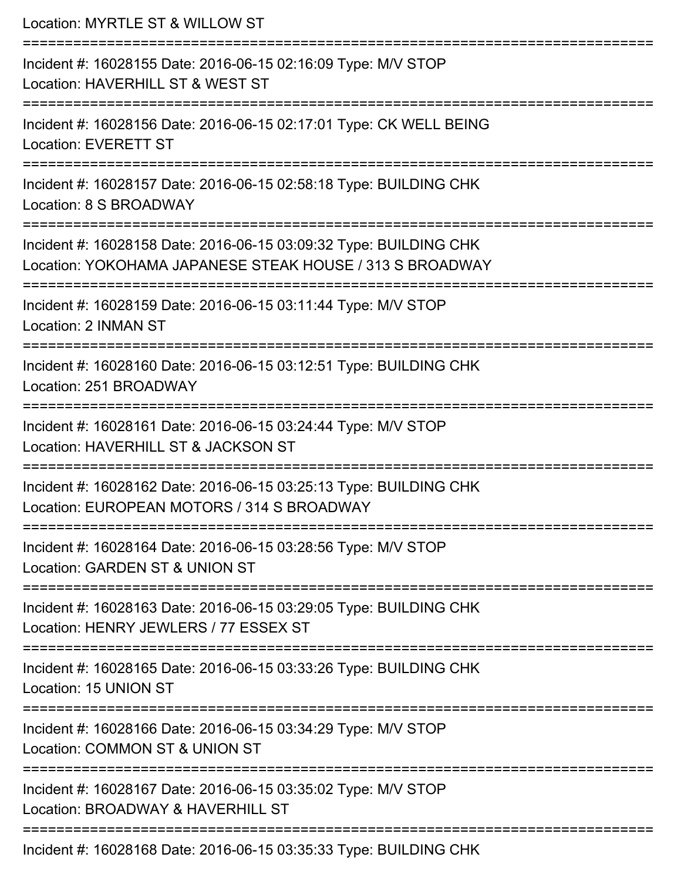Location: MYRTLE ST & WILLOW ST

===========================================================================

Incident #: 16028155 Date: 2016-06-15 02:16:09 Type: M/V STOP
Location: HAVERHILL ST & WEST ST

===========================================================================

Incident #: 16028156 Date: 2016-06-15 02:17:01 Type: CK WELL BEING
Location: EVERETT ST

===========================================================================

Incident #: 16028157 Date: 2016-06-15 02:58:18 Type: BUILDING CHK
Location: 8 S BROADWAY

===========================================================================

Incident #: 16028158 Date: 2016-06-15 03:09:32 Type: BUILDING CHK
Location: YOKOHAMA JAPANESE STEAK HOUSE / 313 S BROADWAY

===========================================================================

Incident #: 16028159 Date: 2016-06-15 03:11:44 Type: M/V STOP
Location: 2 INMAN ST

===========================================================================

Incident #: 16028160 Date: 2016-06-15 03:12:51 Type: BUILDING CHK
Location: 251 BROADWAY

===========================================================================

Incident #: 16028161 Date: 2016-06-15 03:24:44 Type: M/V STOP
Location: HAVERHILL ST & JACKSON ST

===========================================================================

Incident #: 16028162 Date: 2016-06-15 03:25:13 Type: BUILDING CHK
Location: EUROPEAN MOTORS / 314 S BROADWAY

===========================================================================

Incident #: 16028164 Date: 2016-06-15 03:28:56 Type: M/V STOP
Location: GARDEN ST & UNION ST

===========================================================================

Incident #: 16028163 Date: 2016-06-15 03:29:05 Type: BUILDING CHK
Location: HENRY JEWLERS / 77 ESSEX ST

===========================================================================

Incident #: 16028165 Date: 2016-06-15 03:33:26 Type: BUILDING CHK
Location: 15 UNION ST

===========================================================================

Incident #: 16028166 Date: 2016-06-15 03:34:29 Type: M/V STOP
Location: COMMON ST & UNION ST

===========================================================================

Incident #: 16028167 Date: 2016-06-15 03:35:02 Type: M/V STOP
Location: BROADWAY & HAVERHILL ST

===========================================================================

Incident #: 16028168 Date: 2016-06-15 03:35:33 Type: BUILDING CHK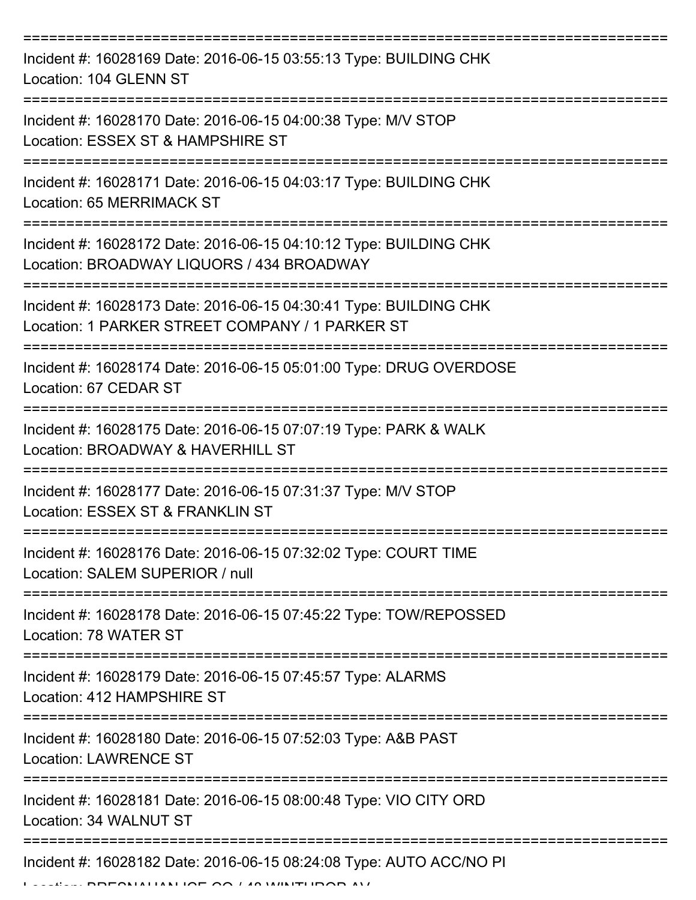===========================================================================

Incident #: 16028169 Date: 2016-06-15 03:55:13 Type: BUILDING CHK
Location: 104 GLENN ST

===========================================================================

Incident #: 16028170 Date: 2016-06-15 04:00:38 Type: M/V STOP
Location: ESSEX ST & HAMPSHIRE ST

===========================================================================

Incident #: 16028171 Date: 2016-06-15 04:03:17 Type: BUILDING CHK
Location: 65 MERRIMACK ST

===========================================================================

Incident #: 16028172 Date: 2016-06-15 04:10:12 Type: BUILDING CHK
Location: BROADWAY LIQUORS / 434 BROADWAY

===========================================================================

Incident #: 16028173 Date: 2016-06-15 04:30:41 Type: BUILDING CHK
Location: 1 PARKER STREET COMPANY / 1 PARKER ST

===========================================================================

Incident #: 16028174 Date: 2016-06-15 05:01:00 Type: DRUG OVERDOSE
Location: 67 CEDAR ST

===========================================================================

Incident #: 16028175 Date: 2016-06-15 07:07:19 Type: PARK & WALK
Location: BROADWAY & HAVERHILL ST

===========================================================================

Incident #: 16028177 Date: 2016-06-15 07:31:37 Type: M/V STOP
Location: ESSEX ST & FRANKLIN ST

===========================================================================

Incident #: 16028176 Date: 2016-06-15 07:32:02 Type: COURT TIME
Location: SALEM SUPERIOR / null

===========================================================================

Incident #: 16028178 Date: 2016-06-15 07:45:22 Type: TOW/REPOSSED
Location: 78 WATER ST

===========================================================================

Incident #: 16028179 Date: 2016-06-15 07:45:57 Type: ALARMS
Location: 412 HAMPSHIRE ST

===========================================================================

Incident #: 16028180 Date: 2016-06-15 07:52:03 Type: A&B PAST
Location: LAWRENCE ST

===========================================================================

Incident #: 16028181 Date: 2016-06-15 08:00:48 Type: VIO CITY ORD
Location: 34 WALNUT ST

===========================================================================

Incident #: 16028182 Date: 2016-06-15 08:24:08 Type: AUTO ACC/NO PI
Location: BRESNAHAN ICE CO / 48 WINTHROP AV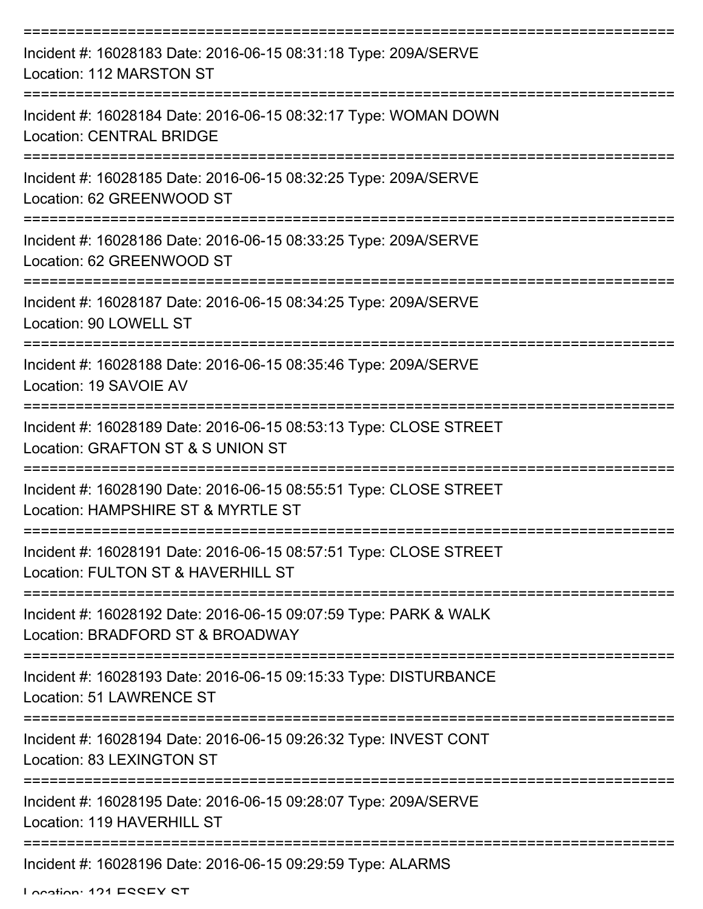===========================================================================

Incident #: 16028183 Date: 2016-06-15 08:31:18 Type: 209A/SERVE
Location: 112 MARSTON ST

===========================================================================

Incident #: 16028184 Date: 2016-06-15 08:32:17 Type: WOMAN DOWN
Location: CENTRAL BRIDGE

===========================================================================

Incident #: 16028185 Date: 2016-06-15 08:32:25 Type: 209A/SERVE
Location: 62 GREENWOOD ST

===========================================================================

Incident #: 16028186 Date: 2016-06-15 08:33:25 Type: 209A/SERVE
Location: 62 GREENWOOD ST

===========================================================================

Incident #: 16028187 Date: 2016-06-15 08:34:25 Type: 209A/SERVE
Location: 90 LOWELL ST

===========================================================================

Incident #: 16028188 Date: 2016-06-15 08:35:46 Type: 209A/SERVE
Location: 19 SAVOIE AV

===========================================================================

Incident #: 16028189 Date: 2016-06-15 08:53:13 Type: CLOSE STREET
Location: GRAFTON ST & S UNION ST

===========================================================================

Incident #: 16028190 Date: 2016-06-15 08:55:51 Type: CLOSE STREET
Location: HAMPSHIRE ST & MYRTLE ST

===========================================================================

Incident #: 16028191 Date: 2016-06-15 08:57:51 Type: CLOSE STREET
Location: FULTON ST & HAVERHILL ST

===========================================================================

Incident #: 16028192 Date: 2016-06-15 09:07:59 Type: PARK & WALK
Location: BRADFORD ST & BROADWAY

===========================================================================

Incident #: 16028193 Date: 2016-06-15 09:15:33 Type: DISTURBANCE
Location: 51 LAWRENCE ST

===========================================================================

Incident #: 16028194 Date: 2016-06-15 09:26:32 Type: INVEST CONT
Location: 83 LEXINGTON ST

===========================================================================

Incident #: 16028195 Date: 2016-06-15 09:28:07 Type: 209A/SERVE
Location: 119 HAVERHILL ST

===========================================================================

Incident #: 16028196 Date: 2016-06-15 09:29:59 Type: ALARMS
Location: 121 ESSEX ST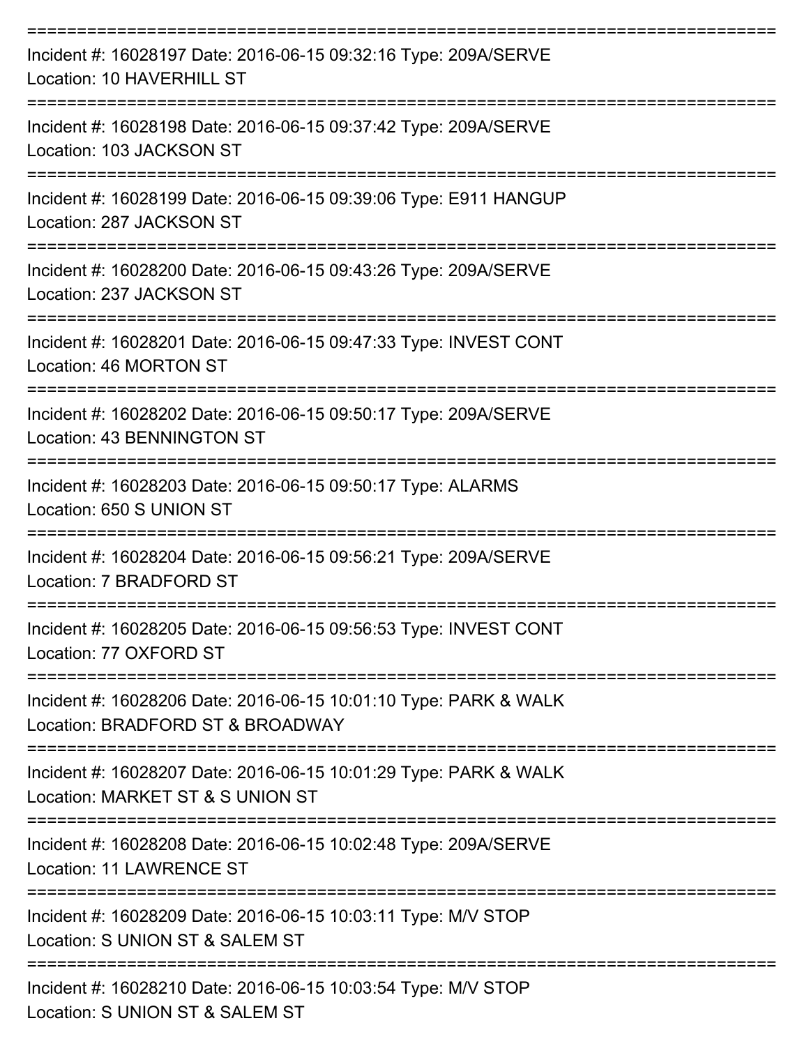===========================================================================
Incident #: 16028197 Date: 2016-06-15 09:32:16 Type: 209A/SERVE
Location: 10 HAVERHILL ST
===========================================================================
Incident #: 16028198 Date: 2016-06-15 09:37:42 Type: 209A/SERVE
Location: 103 JACKSON ST
===========================================================================
Incident #: 16028199 Date: 2016-06-15 09:39:06 Type: E911 HANGUP
Location: 287 JACKSON ST
===========================================================================
Incident #: 16028200 Date: 2016-06-15 09:43:26 Type: 209A/SERVE
Location: 237 JACKSON ST
===========================================================================
Incident #: 16028201 Date: 2016-06-15 09:47:33 Type: INVEST CONT
Location: 46 MORTON ST
===========================================================================
Incident #: 16028202 Date: 2016-06-15 09:50:17 Type: 209A/SERVE
Location: 43 BENNINGTON ST
===========================================================================
Incident #: 16028203 Date: 2016-06-15 09:50:17 Type: ALARMS
Location: 650 S UNION ST
===========================================================================
Incident #: 16028204 Date: 2016-06-15 09:56:21 Type: 209A/SERVE
Location: 7 BRADFORD ST
===========================================================================
Incident #: 16028205 Date: 2016-06-15 09:56:53 Type: INVEST CONT
Location: 77 OXFORD ST
===========================================================================
Incident #: 16028206 Date: 2016-06-15 10:01:10 Type: PARK & WALK
Location: BRADFORD ST & BROADWAY
===========================================================================
Incident #: 16028207 Date: 2016-06-15 10:01:29 Type: PARK & WALK
Location: MARKET ST & S UNION ST
===========================================================================
Incident #: 16028208 Date: 2016-06-15 10:02:48 Type: 209A/SERVE
Location: 11 LAWRENCE ST
===========================================================================
Incident #: 16028209 Date: 2016-06-15 10:03:11 Type: M/V STOP
Location: S UNION ST & SALEM ST
===========================================================================
Incident #: 16028210 Date: 2016-06-15 10:03:54 Type: M/V STOP
Location: S UNION ST & SALEM ST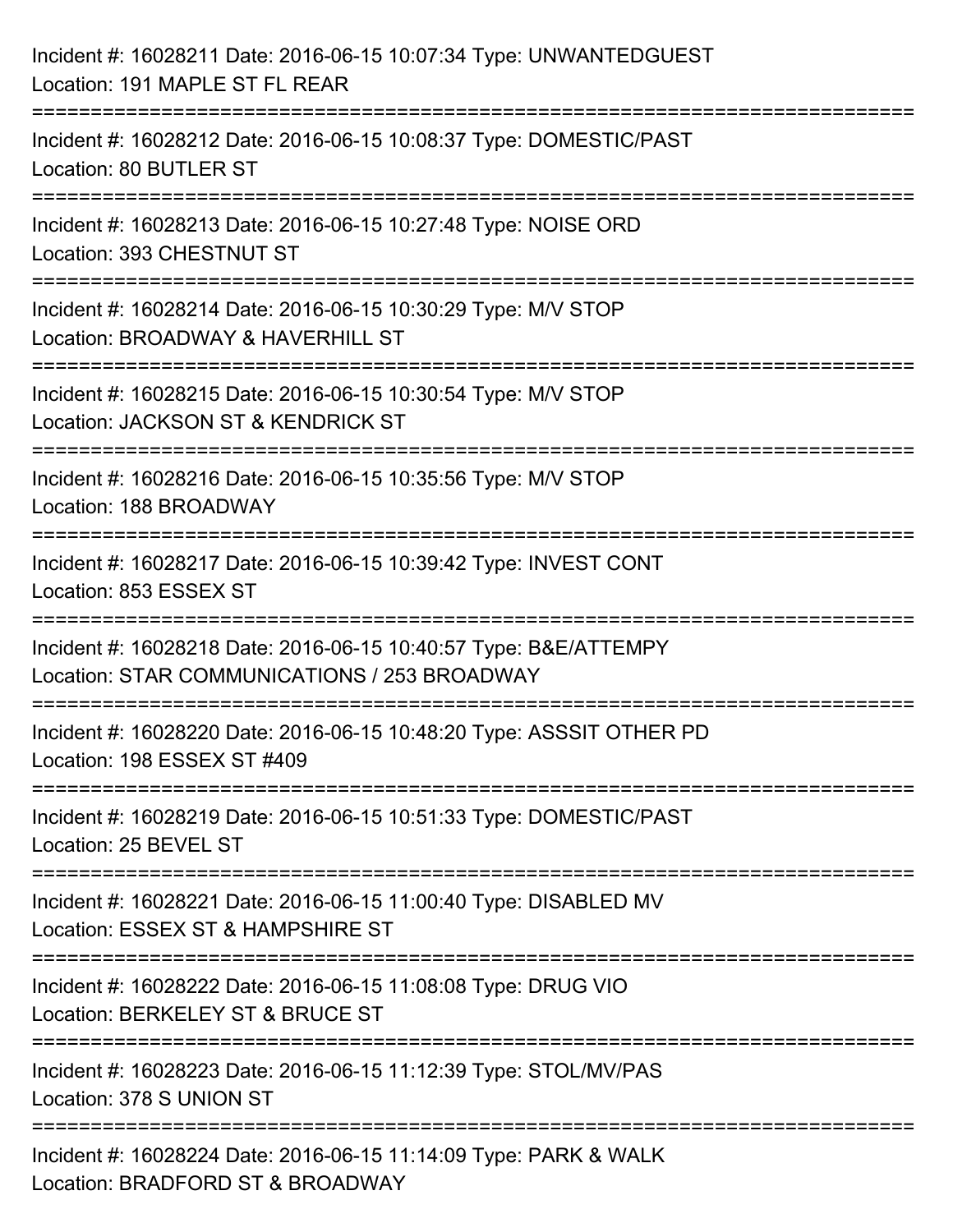Incident #: 16028211 Date: 2016-06-15 10:07:34 Type: UNWANTEDGUEST
Location: 191 MAPLE ST FL REAR

===========================================================================

Incident #: 16028212 Date: 2016-06-15 10:08:37 Type: DOMESTIC/PAST
Location: 80 BUTLER ST

===========================================================================

Incident #: 16028213 Date: 2016-06-15 10:27:48 Type: NOISE ORD
Location: 393 CHESTNUT ST

===========================================================================

Incident #: 16028214 Date: 2016-06-15 10:30:29 Type: M/V STOP
Location: BROADWAY & HAVERHILL ST

===========================================================================

Incident #: 16028215 Date: 2016-06-15 10:30:54 Type: M/V STOP
Location: JACKSON ST & KENDRICK ST

===========================================================================

Incident #: 16028216 Date: 2016-06-15 10:35:56 Type: M/V STOP
Location: 188 BROADWAY

===========================================================================

Incident #: 16028217 Date: 2016-06-15 10:39:42 Type: INVEST CONT
Location: 853 ESSEX ST

===========================================================================

Incident #: 16028218 Date: 2016-06-15 10:40:57 Type: B&E/ATTEMPY
Location: STAR COMMUNICATIONS / 253 BROADWAY

===========================================================================

Incident #: 16028220 Date: 2016-06-15 10:48:20 Type: ASSSIT OTHER PD
Location: 198 ESSEX ST #409

===========================================================================

Incident #: 16028219 Date: 2016-06-15 10:51:33 Type: DOMESTIC/PAST
Location: 25 BEVEL ST

===========================================================================

Incident #: 16028221 Date: 2016-06-15 11:00:40 Type: DISABLED MV
Location: ESSEX ST & HAMPSHIRE ST

===========================================================================

Incident #: 16028222 Date: 2016-06-15 11:08:08 Type: DRUG VIO
Location: BERKELEY ST & BRUCE ST

===========================================================================

Incident #: 16028223 Date: 2016-06-15 11:12:39 Type: STOL/MV/PAS
Location: 378 S UNION ST

===========================================================================

Incident #: 16028224 Date: 2016-06-15 11:14:09 Type: PARK & WALK
Location: BRADFORD ST & BROADWAY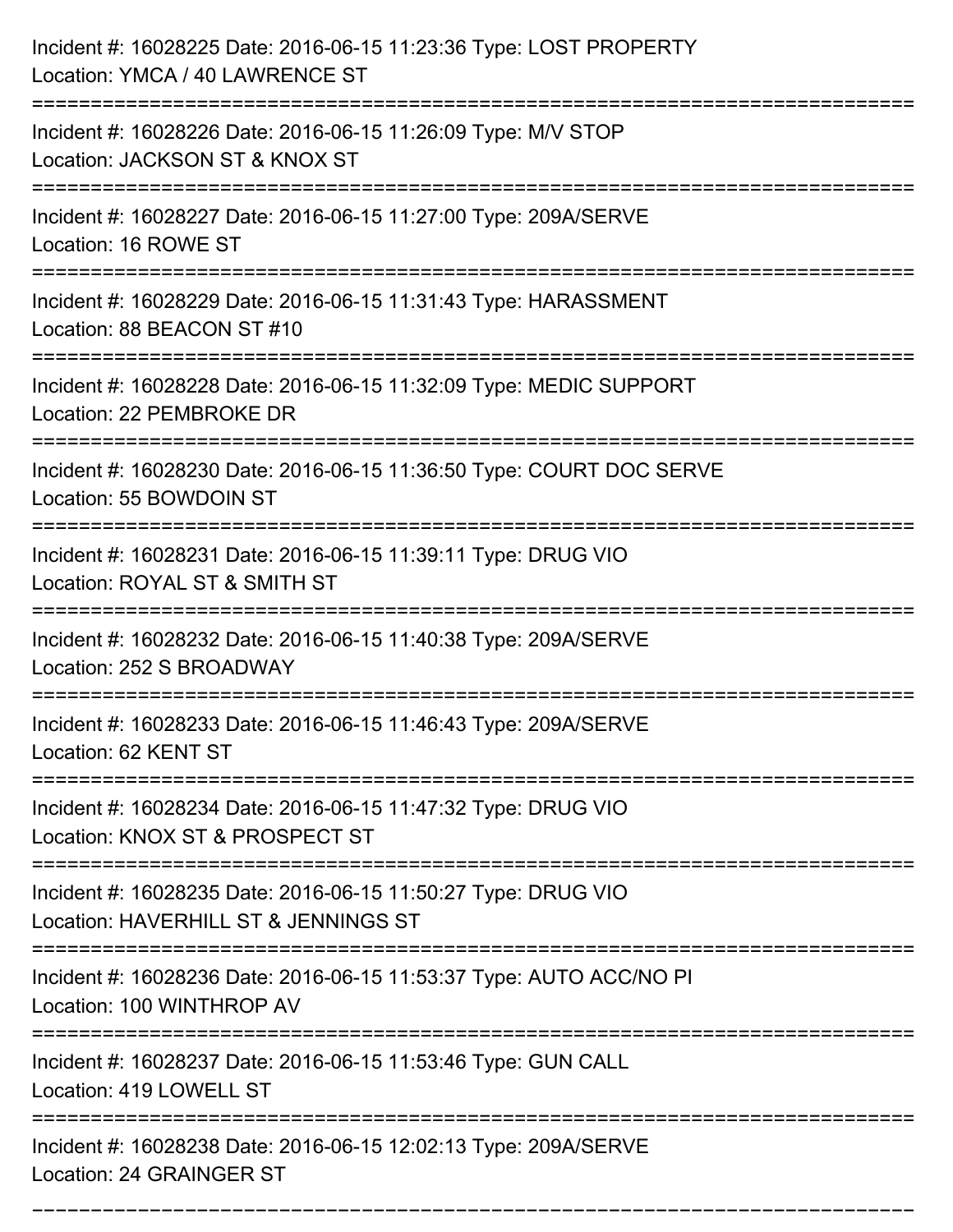Incident #: 16028225 Date: 2016-06-15 11:23:36 Type: LOST PROPERTY
Location: YMCA / 40 LAWRENCE ST

===========================================================================

Incident #: 16028226 Date: 2016-06-15 11:26:09 Type: M/V STOP
Location: JACKSON ST & KNOX ST

===========================================================================

Incident #: 16028227 Date: 2016-06-15 11:27:00 Type: 209A/SERVE
Location: 16 ROWE ST

===========================================================================

Incident #: 16028229 Date: 2016-06-15 11:31:43 Type: HARASSMENT
Location: 88 BEACON ST #10

===========================================================================

Incident #: 16028228 Date: 2016-06-15 11:32:09 Type: MEDIC SUPPORT
Location: 22 PEMBROKE DR

===========================================================================

Incident #: 16028230 Date: 2016-06-15 11:36:50 Type: COURT DOC SERVE
Location: 55 BOWDOIN ST

===========================================================================

Incident #: 16028231 Date: 2016-06-15 11:39:11 Type: DRUG VIO
Location: ROYAL ST & SMITH ST

===========================================================================

Incident #: 16028232 Date: 2016-06-15 11:40:38 Type: 209A/SERVE
Location: 252 S BROADWAY

===========================================================================

Incident #: 16028233 Date: 2016-06-15 11:46:43 Type: 209A/SERVE
Location: 62 KENT ST

===========================================================================

Incident #: 16028234 Date: 2016-06-15 11:47:32 Type: DRUG VIO
Location: KNOX ST & PROSPECT ST

===========================================================================

Incident #: 16028235 Date: 2016-06-15 11:50:27 Type: DRUG VIO
Location: HAVERHILL ST & JENNINGS ST

===========================================================================

Incident #: 16028236 Date: 2016-06-15 11:53:37 Type: AUTO ACC/NO PI
Location: 100 WINTHROP AV

===========================================================================

Incident #: 16028237 Date: 2016-06-15 11:53:46 Type: GUN CALL
Location: 419 LOWELL ST

===========================================================================

Incident #: 16028238 Date: 2016-06-15 12:02:13 Type: 209A/SERVE
Location: 24 GRAINGER ST

===========================================================================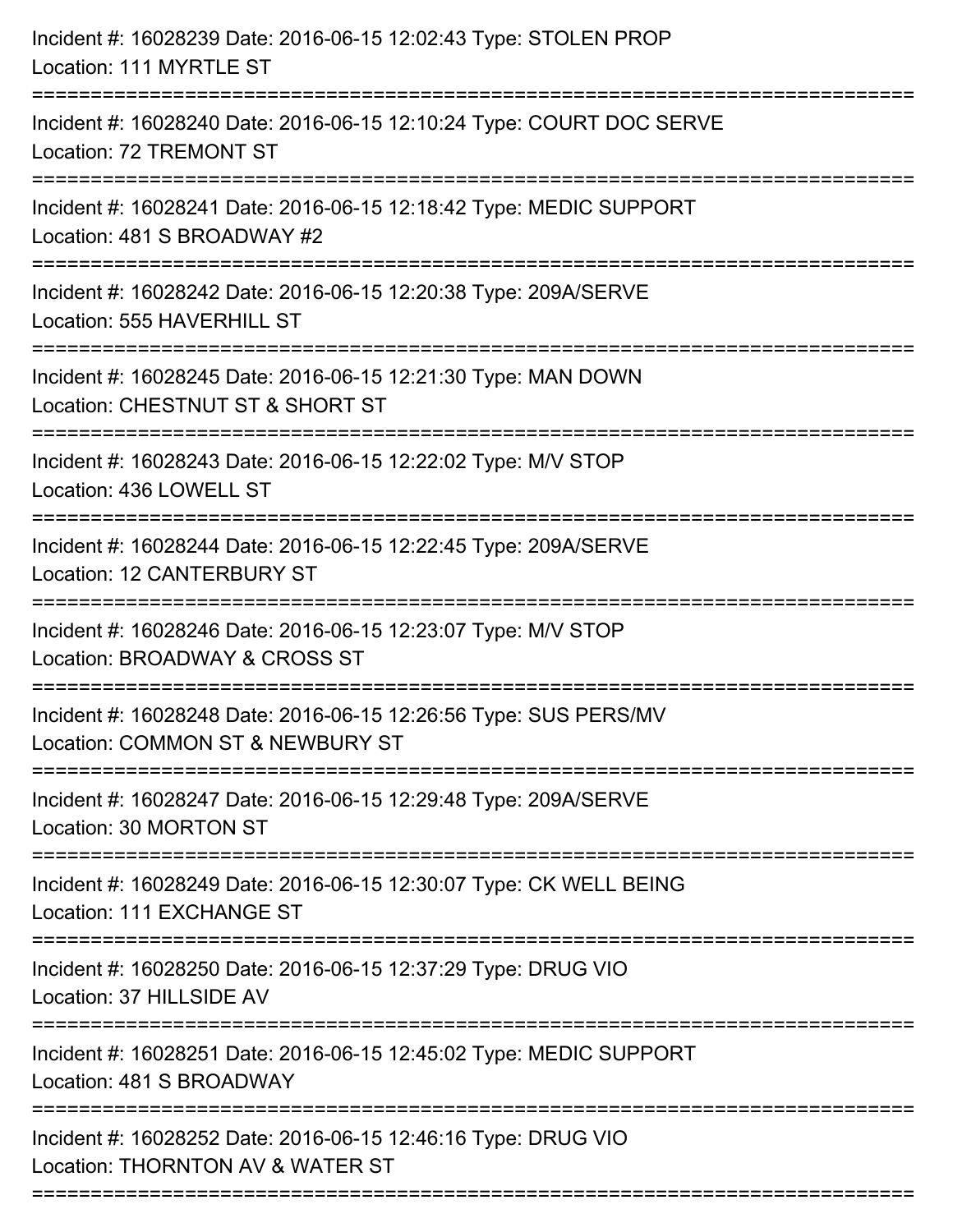Incident #: 16028239 Date: 2016-06-15 12:02:43 Type: STOLEN PROP
Location: 111 MYRTLE ST

===========================================================================

Incident #: 16028240 Date: 2016-06-15 12:10:24 Type: COURT DOC SERVE
Location: 72 TREMONT ST

===========================================================================

Incident #: 16028241 Date: 2016-06-15 12:18:42 Type: MEDIC SUPPORT
Location: 481 S BROADWAY #2

===========================================================================

Incident #: 16028242 Date: 2016-06-15 12:20:38 Type: 209A/SERVE
Location: 555 HAVERHILL ST

===========================================================================

Incident #: 16028245 Date: 2016-06-15 12:21:30 Type: MAN DOWN
Location: CHESTNUT ST & SHORT ST

===========================================================================

Incident #: 16028243 Date: 2016-06-15 12:22:02 Type: M/V STOP
Location: 436 LOWELL ST

===========================================================================

Incident #: 16028244 Date: 2016-06-15 12:22:45 Type: 209A/SERVE
Location: 12 CANTERBURY ST

===========================================================================

Incident #: 16028246 Date: 2016-06-15 12:23:07 Type: M/V STOP
Location: BROADWAY & CROSS ST

===========================================================================

Incident #: 16028248 Date: 2016-06-15 12:26:56 Type: SUS PERS/MV
Location: COMMON ST & NEWBURY ST

===========================================================================

Incident #: 16028247 Date: 2016-06-15 12:29:48 Type: 209A/SERVE
Location: 30 MORTON ST

===========================================================================

Incident #: 16028249 Date: 2016-06-15 12:30:07 Type: CK WELL BEING
Location: 111 EXCHANGE ST

===========================================================================

Incident #: 16028250 Date: 2016-06-15 12:37:29 Type: DRUG VIO
Location: 37 HILLSIDE AV

===========================================================================

Incident #: 16028251 Date: 2016-06-15 12:45:02 Type: MEDIC SUPPORT
Location: 481 S BROADWAY

===========================================================================

Incident #: 16028252 Date: 2016-06-15 12:46:16 Type: DRUG VIO
Location: THORNTON AV & WATER ST

===========================================================================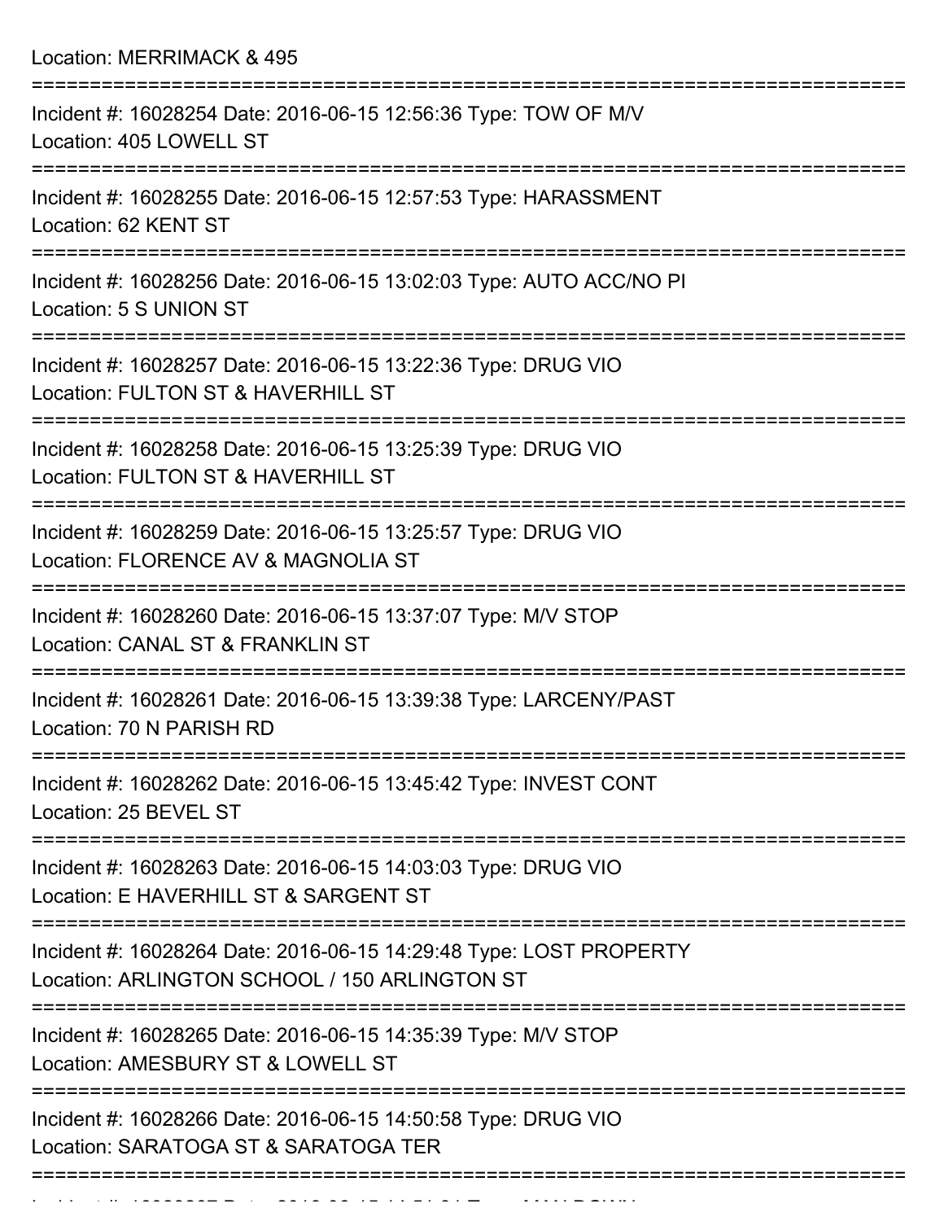Location: MERRIMACK & 495

===========================================================================

Incident #: 16028254 Date: 2016-06-15 12:56:36 Type: TOW OF M/V
Location: 405 LOWELL ST

===========================================================================

Incident #: 16028255 Date: 2016-06-15 12:57:53 Type: HARASSMENT
Location: 62 KENT ST

===========================================================================

Incident #: 16028256 Date: 2016-06-15 13:02:03 Type: AUTO ACC/NO PI
Location: 5 S UNION ST

===========================================================================

Incident #: 16028257 Date: 2016-06-15 13:22:36 Type: DRUG VIO
Location: FULTON ST & HAVERHILL ST

===========================================================================

Incident #: 16028258 Date: 2016-06-15 13:25:39 Type: DRUG VIO
Location: FULTON ST & HAVERHILL ST

===========================================================================

Incident #: 16028259 Date: 2016-06-15 13:25:57 Type: DRUG VIO
Location: FLORENCE AV & MAGNOLIA ST

===========================================================================

Incident #: 16028260 Date: 2016-06-15 13:37:07 Type: M/V STOP
Location: CANAL ST & FRANKLIN ST

===========================================================================

Incident #: 16028261 Date: 2016-06-15 13:39:38 Type: LARCENY/PAST
Location: 70 N PARISH RD

===========================================================================

Incident #: 16028262 Date: 2016-06-15 13:45:42 Type: INVEST CONT
Location: 25 BEVEL ST

===========================================================================

Incident #: 16028263 Date: 2016-06-15 14:03:03 Type: DRUG VIO
Location: E HAVERHILL ST & SARGENT ST

===========================================================================

Incident #: 16028264 Date: 2016-06-15 14:29:48 Type: LOST PROPERTY
Location: ARLINGTON SCHOOL / 150 ARLINGTON ST

===========================================================================

Incident #: 16028265 Date: 2016-06-15 14:35:39 Type: M/V STOP
Location: AMESBURY ST & LOWELL ST

===========================================================================

Incident #: 16028266 Date: 2016-06-15 14:50:58 Type: DRUG VIO
Location: SARATOGA ST & SARATOGA TER

===========================================================================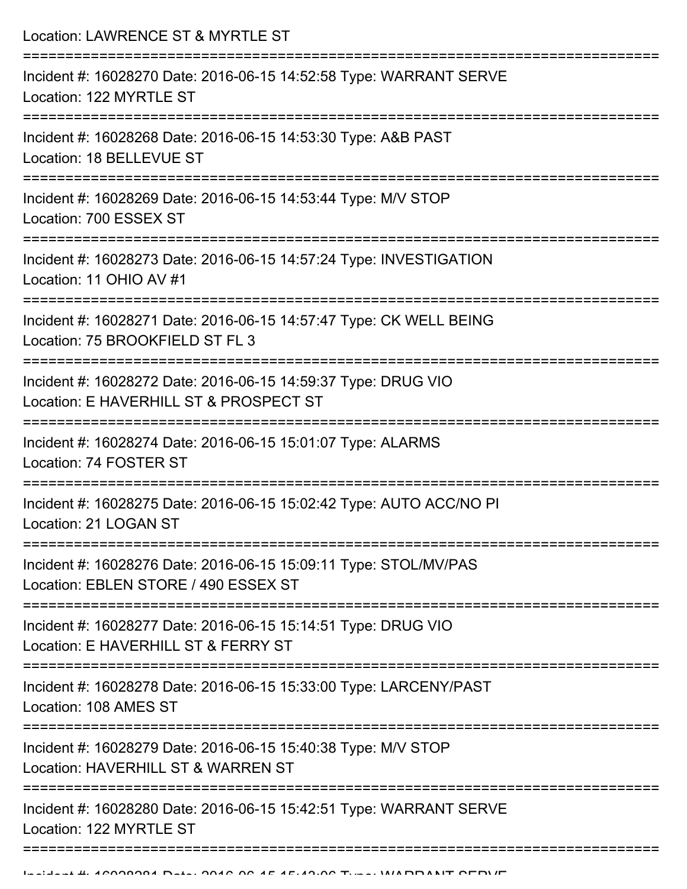Location: LAWRENCE ST & MYRTLE ST

===========================================================================

Incident #: 16028270 Date: 2016-06-15 14:52:58 Type: WARRANT SERVE
Location: 122 MYRTLE ST

===========================================================================

Incident #: 16028268 Date: 2016-06-15 14:53:30 Type: A&B PAST
Location: 18 BELLEVUE ST

===========================================================================

Incident #: 16028269 Date: 2016-06-15 14:53:44 Type: M/V STOP
Location: 700 ESSEX ST

===========================================================================

Incident #: 16028273 Date: 2016-06-15 14:57:24 Type: INVESTIGATION
Location: 11 OHIO AV #1

===========================================================================

Incident #: 16028271 Date: 2016-06-15 14:57:47 Type: CK WELL BEING
Location: 75 BROOKFIELD ST FL 3

===========================================================================

Incident #: 16028272 Date: 2016-06-15 14:59:37 Type: DRUG VIO
Location: E HAVERHILL ST & PROSPECT ST

===========================================================================

Incident #: 16028274 Date: 2016-06-15 15:01:07 Type: ALARMS
Location: 74 FOSTER ST

===========================================================================

Incident #: 16028275 Date: 2016-06-15 15:02:42 Type: AUTO ACC/NO PI
Location: 21 LOGAN ST

===========================================================================

Incident #: 16028276 Date: 2016-06-15 15:09:11 Type: STOL/MV/PAS
Location: EBLEN STORE / 490 ESSEX ST

===========================================================================

Incident #: 16028277 Date: 2016-06-15 15:14:51 Type: DRUG VIO
Location: E HAVERHILL ST & FERRY ST

===========================================================================

Incident #: 16028278 Date: 2016-06-15 15:33:00 Type: LARCENY/PAST
Location: 108 AMES ST

===========================================================================

Incident #: 16028279 Date: 2016-06-15 15:40:38 Type: M/V STOP
Location: HAVERHILL ST & WARREN ST

===========================================================================

Incident #: 16028280 Date: 2016-06-15 15:42:51 Type: WARRANT SERVE
Location: 122 MYRTLE ST

===========================================================================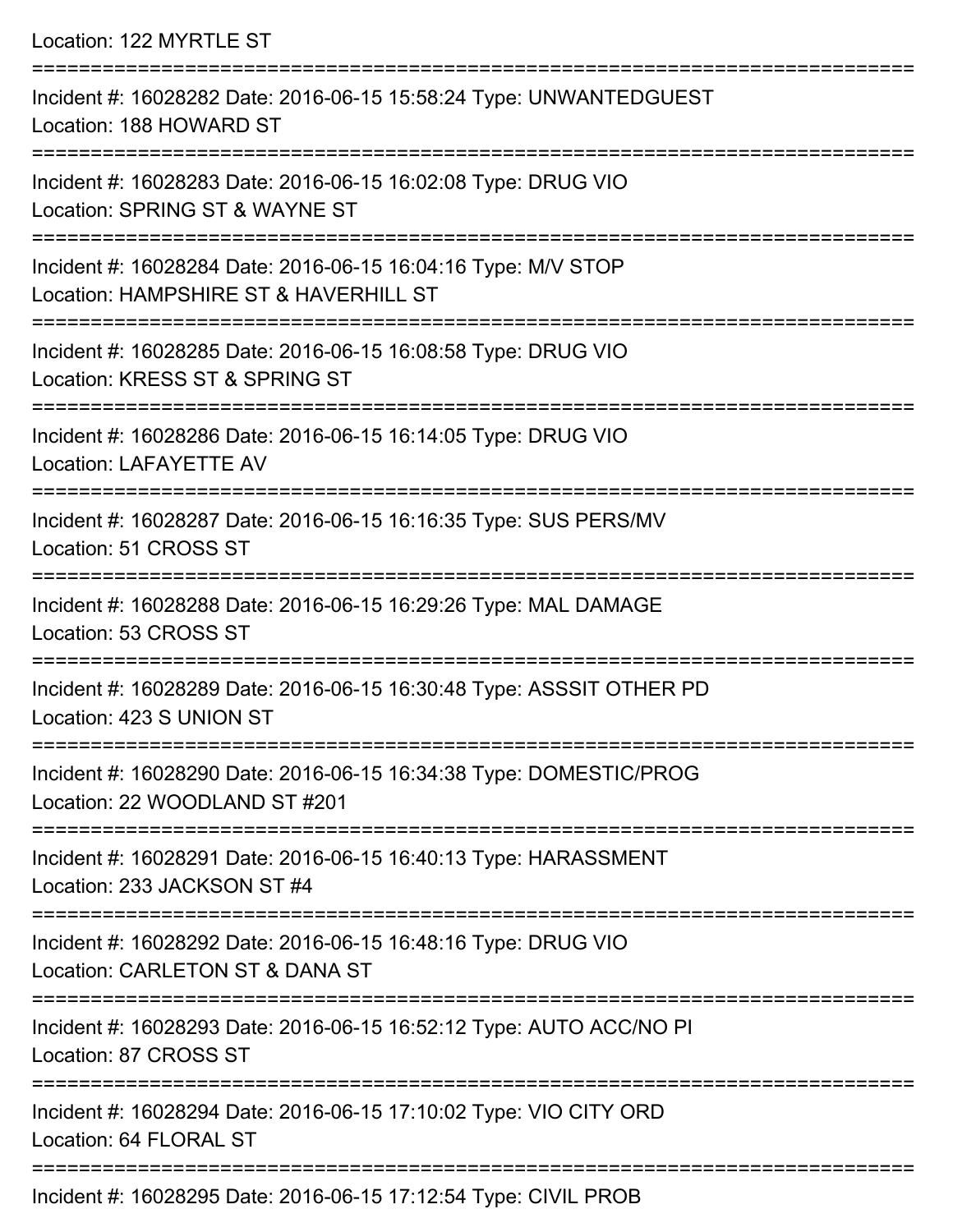Location: 122 MYRTLE ST

===========================================================================

Incident #: 16028282 Date: 2016-06-15 15:58:24 Type: UNWANTEDGUEST
Location: 188 HOWARD ST

===========================================================================

Incident #: 16028283 Date: 2016-06-15 16:02:08 Type: DRUG VIO
Location: SPRING ST & WAYNE ST

===========================================================================

Incident #: 16028284 Date: 2016-06-15 16:04:16 Type: M/V STOP
Location: HAMPSHIRE ST & HAVERHILL ST

===========================================================================

Incident #: 16028285 Date: 2016-06-15 16:08:58 Type: DRUG VIO
Location: KRESS ST & SPRING ST

===========================================================================

Incident #: 16028286 Date: 2016-06-15 16:14:05 Type: DRUG VIO
Location: LAFAYETTE AV

===========================================================================

Incident #: 16028287 Date: 2016-06-15 16:16:35 Type: SUS PERS/MV
Location: 51 CROSS ST

===========================================================================

Incident #: 16028288 Date: 2016-06-15 16:29:26 Type: MAL DAMAGE
Location: 53 CROSS ST

===========================================================================

Incident #: 16028289 Date: 2016-06-15 16:30:48 Type: ASSSIT OTHER PD
Location: 423 S UNION ST

===========================================================================

Incident #: 16028290 Date: 2016-06-15 16:34:38 Type: DOMESTIC/PROG
Location: 22 WOODLAND ST #201

===========================================================================

Incident #: 16028291 Date: 2016-06-15 16:40:13 Type: HARASSMENT
Location: 233 JACKSON ST #4

===========================================================================

Incident #: 16028292 Date: 2016-06-15 16:48:16 Type: DRUG VIO
Location: CARLETON ST & DANA ST

===========================================================================

Incident #: 16028293 Date: 2016-06-15 16:52:12 Type: AUTO ACC/NO PI
Location: 87 CROSS ST

===========================================================================

Incident #: 16028294 Date: 2016-06-15 17:10:02 Type: VIO CITY ORD
Location: 64 FLORAL ST

===========================================================================

Incident #: 16028295 Date: 2016-06-15 17:12:54 Type: CIVIL PROB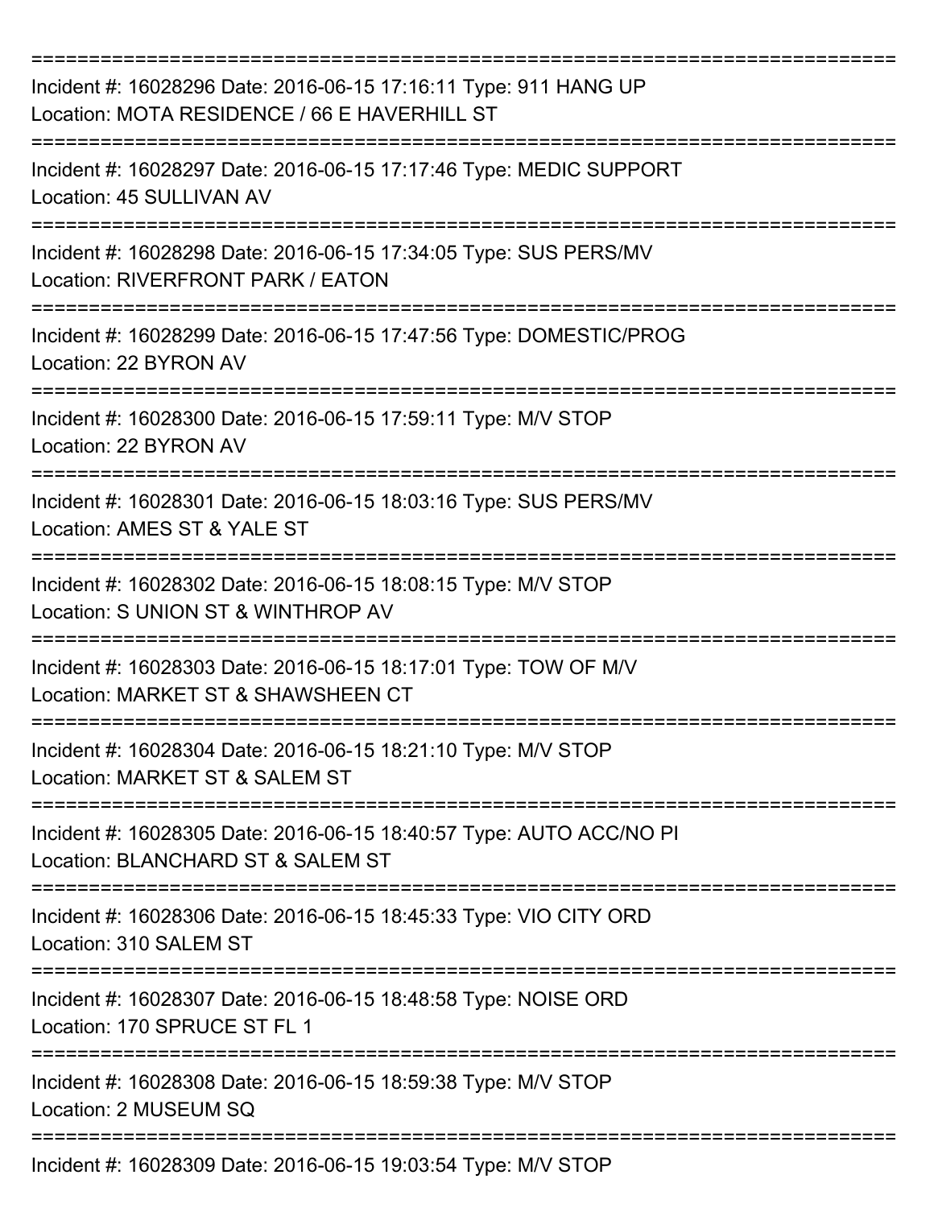===========================================================================

Incident #: 16028296 Date: 2016-06-15 17:16:11 Type: 911 HANG UP
Location: MOTA RESIDENCE / 66 E HAVERHILL ST

===========================================================================

Incident #: 16028297 Date: 2016-06-15 17:17:46 Type: MEDIC SUPPORT
Location: 45 SULLIVAN AV

===========================================================================

Incident #: 16028298 Date: 2016-06-15 17:34:05 Type: SUS PERS/MV
Location: RIVERFRONT PARK / EATON

===========================================================================

Incident #: 16028299 Date: 2016-06-15 17:47:56 Type: DOMESTIC/PROG
Location: 22 BYRON AV

===========================================================================

Incident #: 16028300 Date: 2016-06-15 17:59:11 Type: M/V STOP
Location: 22 BYRON AV

===========================================================================

Incident #: 16028301 Date: 2016-06-15 18:03:16 Type: SUS PERS/MV
Location: AMES ST & YALE ST

===========================================================================

Incident #: 16028302 Date: 2016-06-15 18:08:15 Type: M/V STOP
Location: S UNION ST & WINTHROP AV

===========================================================================

Incident #: 16028303 Date: 2016-06-15 18:17:01 Type: TOW OF M/V
Location: MARKET ST & SHAWSHEEN CT

===========================================================================

Incident #: 16028304 Date: 2016-06-15 18:21:10 Type: M/V STOP
Location: MARKET ST & SALEM ST

===========================================================================

Incident #: 16028305 Date: 2016-06-15 18:40:57 Type: AUTO ACC/NO PI
Location: BLANCHARD ST & SALEM ST

===========================================================================

Incident #: 16028306 Date: 2016-06-15 18:45:33 Type: VIO CITY ORD
Location: 310 SALEM ST

===========================================================================

Incident #: 16028307 Date: 2016-06-15 18:48:58 Type: NOISE ORD
Location: 170 SPRUCE ST FL 1

===========================================================================

Incident #: 16028308 Date: 2016-06-15 18:59:38 Type: M/V STOP
Location: 2 MUSEUM SQ

===========================================================================

Incident #: 16028309 Date: 2016-06-15 19:03:54 Type: M/V STOP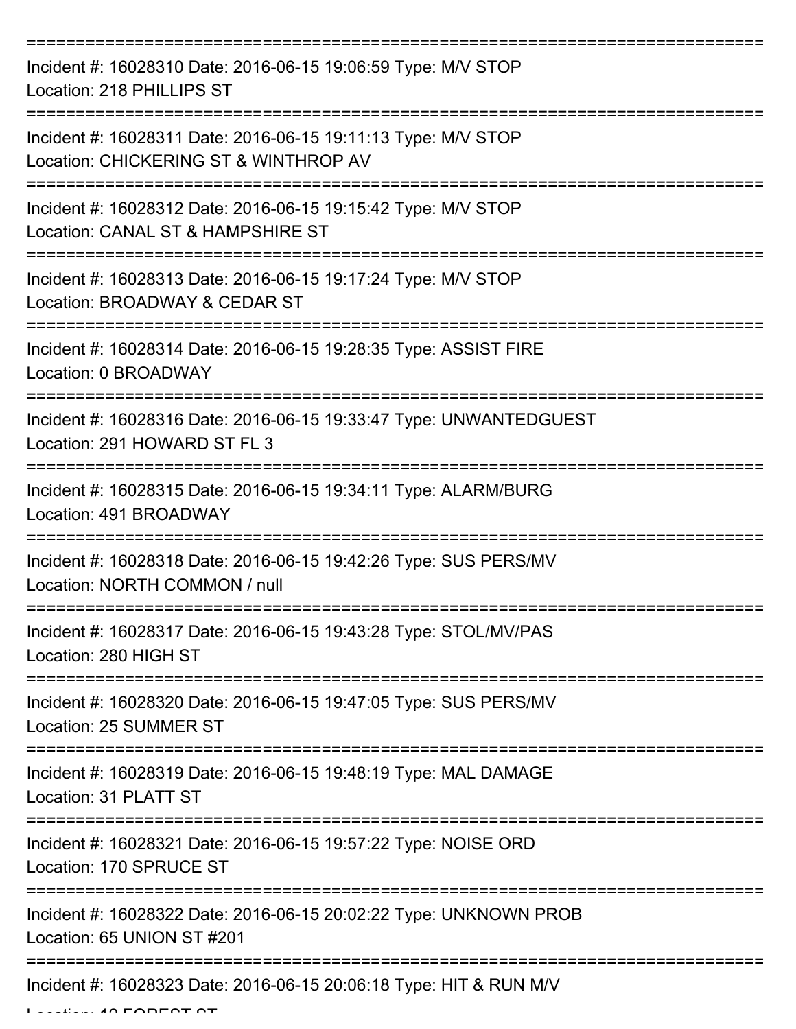===========================================================================

Incident #: 16028310 Date: 2016-06-15 19:06:59 Type: M/V STOP
Location: 218 PHILLIPS ST

===========================================================================

Incident #: 16028311 Date: 2016-06-15 19:11:13 Type: M/V STOP
Location: CHICKERING ST & WINTHROP AV

===========================================================================

Incident #: 16028312 Date: 2016-06-15 19:15:42 Type: M/V STOP
Location: CANAL ST & HAMPSHIRE ST

===========================================================================

Incident #: 16028313 Date: 2016-06-15 19:17:24 Type: M/V STOP
Location: BROADWAY & CEDAR ST

===========================================================================

Incident #: 16028314 Date: 2016-06-15 19:28:35 Type: ASSIST FIRE
Location: 0 BROADWAY

===========================================================================

Incident #: 16028316 Date: 2016-06-15 19:33:47 Type: UNWANTEDGUEST
Location: 291 HOWARD ST FL 3

===========================================================================

Incident #: 16028315 Date: 2016-06-15 19:34:11 Type: ALARM/BURG
Location: 491 BROADWAY

===========================================================================

Incident #: 16028318 Date: 2016-06-15 19:42:26 Type: SUS PERS/MV
Location: NORTH COMMON / null

===========================================================================

Incident #: 16028317 Date: 2016-06-15 19:43:28 Type: STOL/MV/PAS
Location: 280 HIGH ST

===========================================================================

Incident #: 16028320 Date: 2016-06-15 19:47:05 Type: SUS PERS/MV
Location: 25 SUMMER ST

===========================================================================

Incident #: 16028319 Date: 2016-06-15 19:48:19 Type: MAL DAMAGE
Location: 31 PLATT ST

===========================================================================

Incident #: 16028321 Date: 2016-06-15 19:57:22 Type: NOISE ORD
Location: 170 SPRUCE ST

===========================================================================

Incident #: 16028322 Date: 2016-06-15 20:02:22 Type: UNKNOWN PROB
Location: 65 UNION ST #201

===========================================================================

Incident #: 16028323 Date: 2016-06-15 20:06:18 Type: HIT & RUN M/V
Location: 12 FOREST ST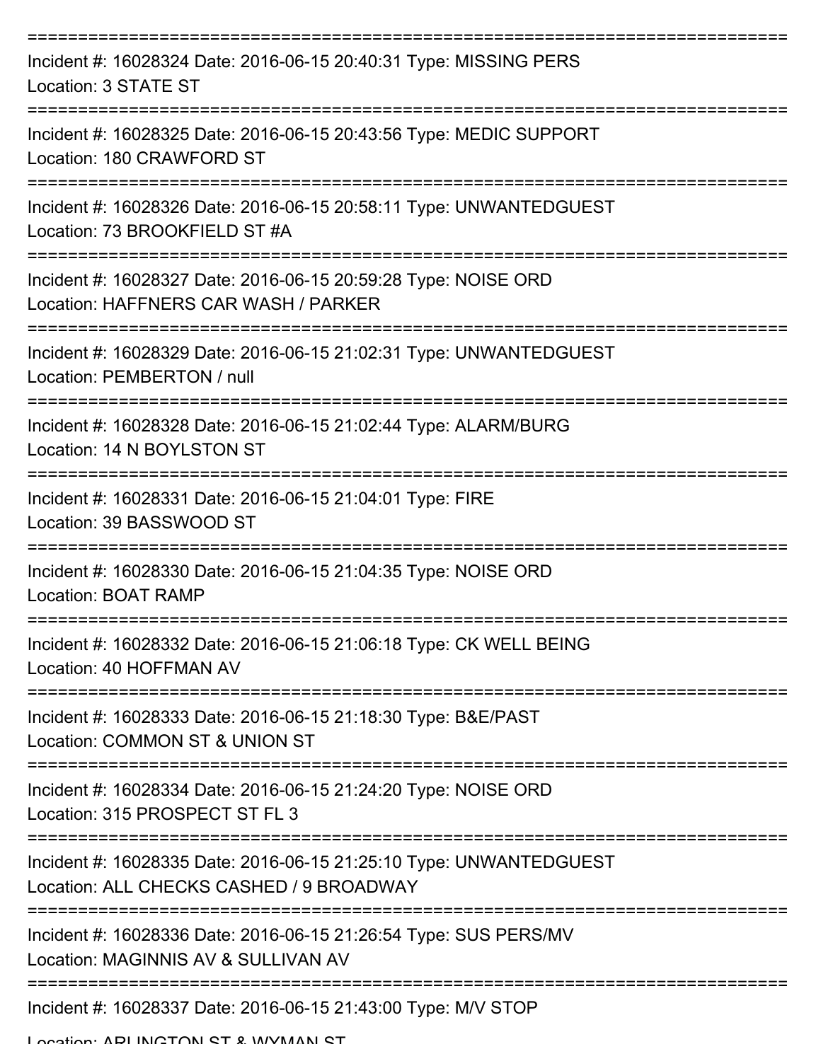===========================================================================
Incident #: 16028324 Date: 2016-06-15 20:40:31 Type: MISSING PERS
Location: 3 STATE ST
===========================================================================
Incident #: 16028325 Date: 2016-06-15 20:43:56 Type: MEDIC SUPPORT
Location: 180 CRAWFORD ST
===========================================================================
Incident #: 16028326 Date: 2016-06-15 20:58:11 Type: UNWANTEDGUEST
Location: 73 BROOKFIELD ST #A
===========================================================================
Incident #: 16028327 Date: 2016-06-15 20:59:28 Type: NOISE ORD
Location: HAFFNERS CAR WASH / PARKER
===========================================================================
Incident #: 16028329 Date: 2016-06-15 21:02:31 Type: UNWANTEDGUEST
Location: PEMBERTON / null
===========================================================================
Incident #: 16028328 Date: 2016-06-15 21:02:44 Type: ALARM/BURG
Location: 14 N BOYLSTON ST
===========================================================================
Incident #: 16028331 Date: 2016-06-15 21:04:01 Type: FIRE
Location: 39 BASSWOOD ST
===========================================================================
Incident #: 16028330 Date: 2016-06-15 21:04:35 Type: NOISE ORD
Location: BOAT RAMP
===========================================================================
Incident #: 16028332 Date: 2016-06-15 21:06:18 Type: CK WELL BEING
Location: 40 HOFFMAN AV
===========================================================================
Incident #: 16028333 Date: 2016-06-15 21:18:30 Type: B&E/PAST
Location: COMMON ST & UNION ST
===========================================================================
Incident #: 16028334 Date: 2016-06-15 21:24:20 Type: NOISE ORD
Location: 315 PROSPECT ST FL 3
===========================================================================
Incident #: 16028335 Date: 2016-06-15 21:25:10 Type: UNWANTEDGUEST
Location: ALL CHECKS CASHED / 9 BROADWAY
===========================================================================
Incident #: 16028336 Date: 2016-06-15 21:26:54 Type: SUS PERS/MV
Location: MAGINNIS AV & SULLIVAN AV
===========================================================================
Incident #: 16028337 Date: 2016-06-15 21:43:00 Type: M/V STOP
Location: ARLINGTON ST & WYMAN ST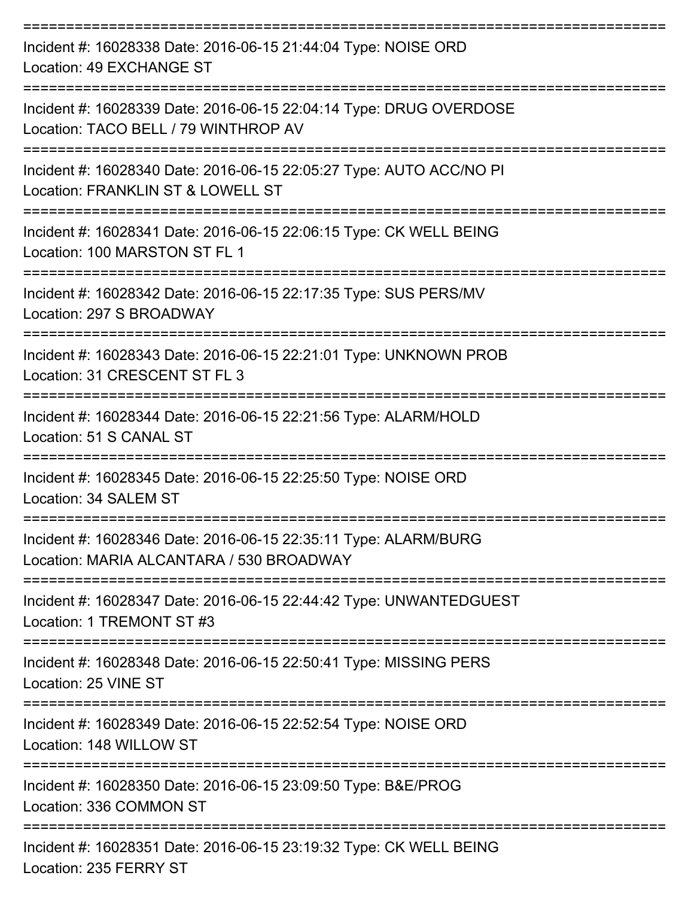Incident #: 16028338 Date: 2016-06-15 21:44:04 Type: NOISE ORD
Location: 49 EXCHANGE ST

Incident #: 16028339 Date: 2016-06-15 22:04:14 Type: DRUG OVERDOSE
Location: TACO BELL / 79 WINTHROP AV

Incident #: 16028340 Date: 2016-06-15 22:05:27 Type: AUTO ACC/NO PI
Location: FRANKLIN ST & LOWELL ST

Incident #: 16028341 Date: 2016-06-15 22:06:15 Type: CK WELL BEING
Location: 100 MARSTON ST FL 1

Incident #: 16028342 Date: 2016-06-15 22:17:35 Type: SUS PERS/MV
Location: 297 S BROADWAY

Incident #: 16028343 Date: 2016-06-15 22:21:01 Type: UNKNOWN PROB
Location: 31 CRESCENT ST FL 3

Incident #: 16028344 Date: 2016-06-15 22:21:56 Type: ALARM/HOLD
Location: 51 S CANAL ST

Incident #: 16028345 Date: 2016-06-15 22:25:50 Type: NOISE ORD
Location: 34 SALEM ST

Incident #: 16028346 Date: 2016-06-15 22:35:11 Type: ALARM/BURG
Location: MARIA ALCANTARA / 530 BROADWAY

Incident #: 16028347 Date: 2016-06-15 22:44:42 Type: UNWANTEDGUEST
Location: 1 TREMONT ST #3

Incident #: 16028348 Date: 2016-06-15 22:50:41 Type: MISSING PERS
Location: 25 VINE ST

Incident #: 16028349 Date: 2016-06-15 22:52:54 Type: NOISE ORD
Location: 148 WILLOW ST

Incident #: 16028350 Date: 2016-06-15 23:09:50 Type: B&E/PROG
Location: 336 COMMON ST

Incident #: 16028351 Date: 2016-06-15 23:19:32 Type: CK WELL BEING
Location: 235 FERRY ST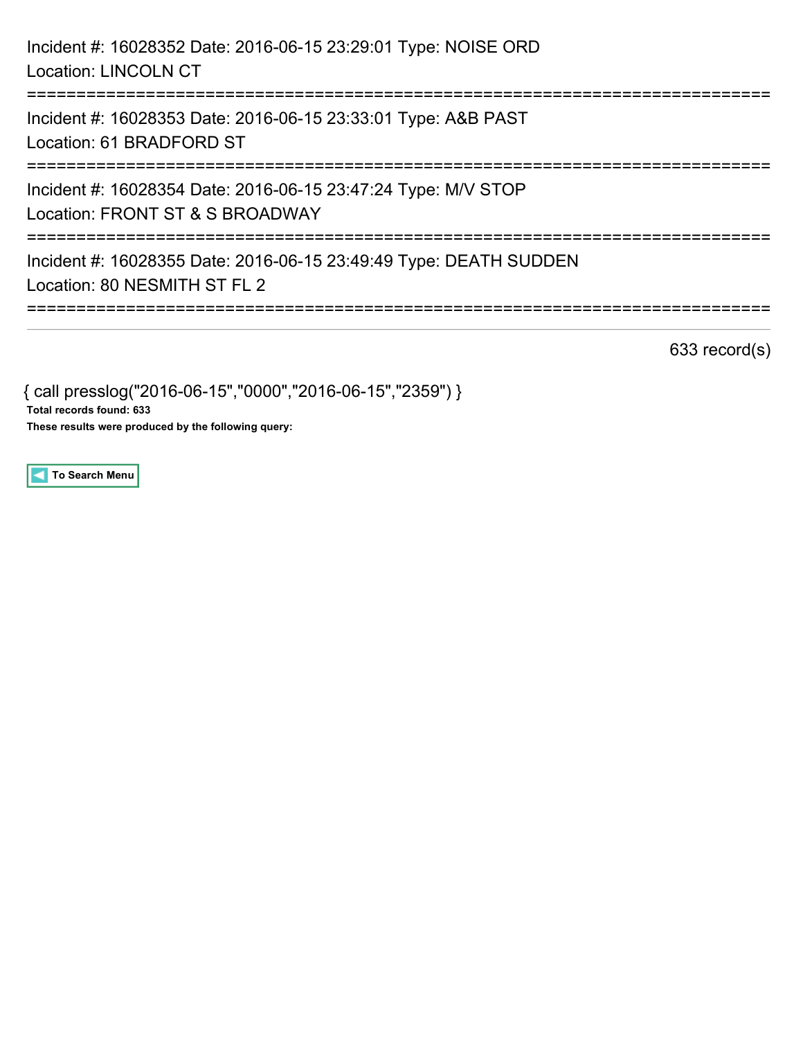Incident #: 16028352 Date: 2016-06-15 23:29:01 Type: NOISE ORD
Location: LINCOLN CT

===========================================================================

Incident #: 16028353 Date: 2016-06-15 23:33:01 Type: A&B PAST
Location: 61 BRADFORD ST

===========================================================================

Incident #: 16028354 Date: 2016-06-15 23:47:24 Type: M/V STOP
Location: FRONT ST & S BROADWAY

===========================================================================

Incident #: 16028355 Date: 2016-06-15 23:49:49 Type: DEATH SUDDEN
Location: 80 NESMITH ST FL 2

===========================================================================

633 record(s)

{ call presslog("2016-06-15","0000","2016-06-15","2359") }

**Total records found: 633**

**These results were produced by the following query:**

**To Search Menu**